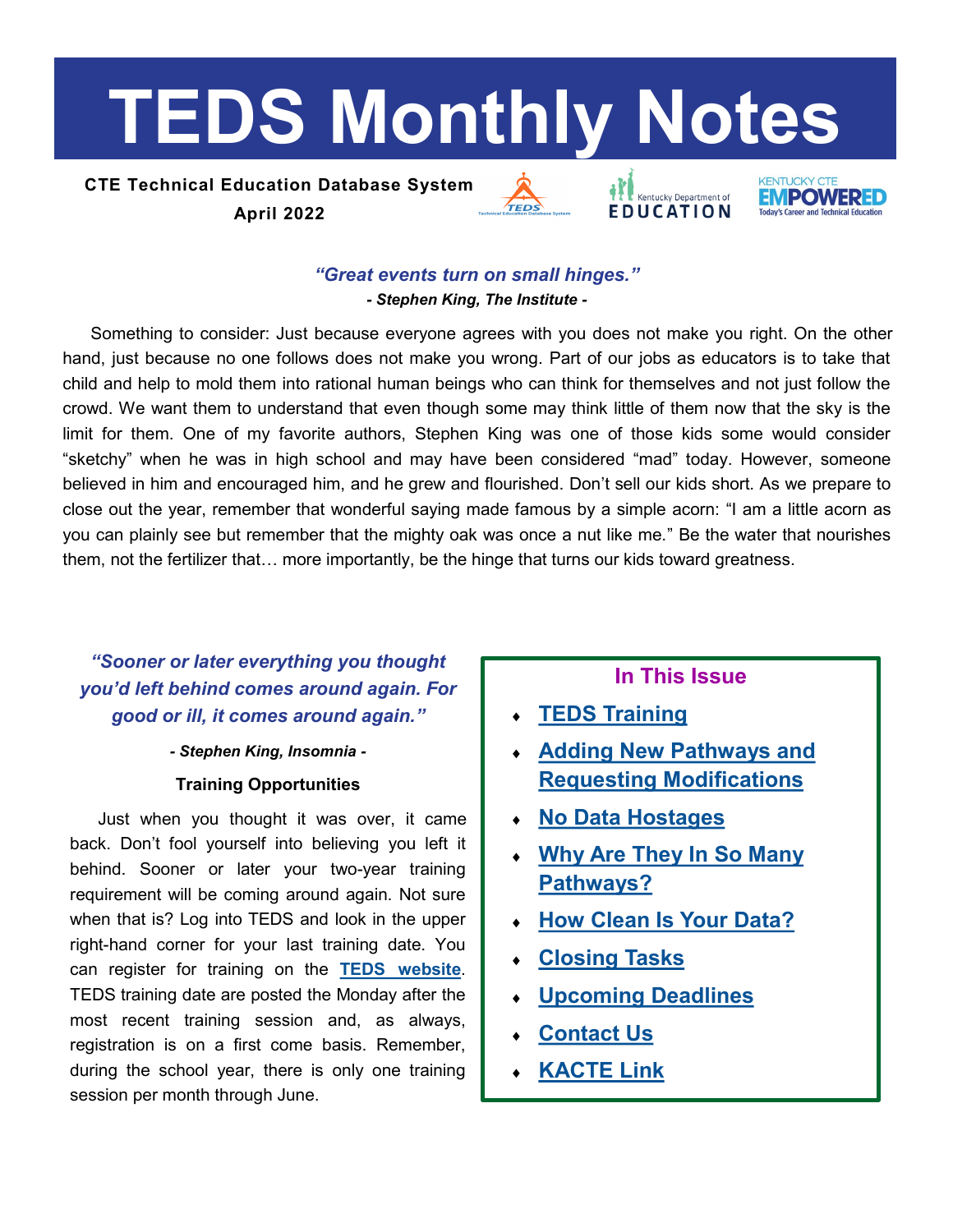# TEDS Monthly Notes

**CTE Technical Education Database System**

**April 2022**

***"Great events turn on small hinges."***

***- Stephen King, The Institute -***

Something to consider: Just because everyone agrees with you does not make you right. On the other hand, just because no one follows does not make you wrong. Part of our jobs as educators is to take that child and help to mold them into rational human beings who can think for themselves and not just follow the crowd. We want them to understand that even though some may think little of them now that the sky is the limit for them. One of my favorite authors, Stephen King was one of those kids some would consider "sketchy" when he was in high school and may have been considered "mad" today. However, someone believed in him and encouraged him, and he grew and flourished. Don't sell our kids short. As we prepare to close out the year, remember that wonderful saying made famous by a simple acorn: "I am a little acorn as you can plainly see but remember that the mighty oak was once a nut like me." Be the water that nourishes them, not the fertilizer that… more importantly, be the hinge that turns our kids toward greatness.

***"Sooner or later everything you thought you'd left behind comes around again. For good or ill, it comes around again."***

***- Stephen King, Insomnia -***

## Training Opportunities

Just when you thought it was over, it came back. Don't fool yourself into believing you left it behind. Sooner or later your two-year training requirement will be coming around again. Not sure when that is? Log into TEDS and look in the upper right-hand corner for your last training date. You can register for training on the **TEDS website**. TEDS training date are posted the Monday after the most recent training session and, as always, registration is on a first come basis. Remember, during the school year, there is only one training session per month through June.

## In This Issue

- TEDS Training
- Adding New Pathways and Requesting Modifications
- No Data Hostages
- Why Are They In So Many Pathways?
- How Clean Is Your Data?
- Closing Tasks
- Upcoming Deadlines
- Contact Us
- KACTE Link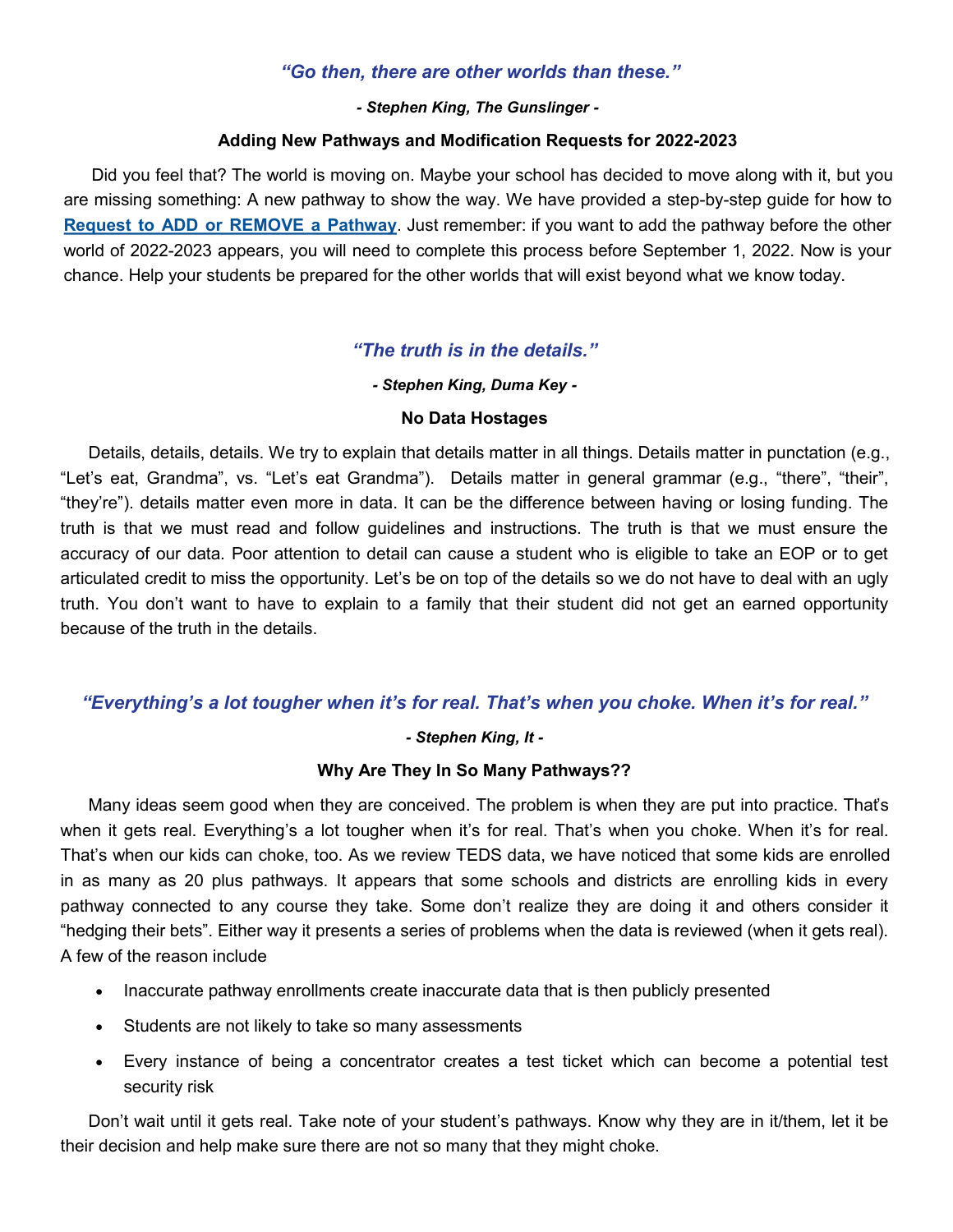*"Go then, there are other worlds than these."*

***- Stephen King, The Gunslinger -***

**Adding New Pathways and Modification Requests for 2022-2023**

Did you feel that? The world is moving on. Maybe your school has decided to move along with it, but you are missing something: A new pathway to show the way. We have provided a step-by-step guide for how to **Request to ADD or REMOVE a Pathway**. Just remember: if you want to add the pathway before the other world of 2022-2023 appears, you will need to complete this process before September 1, 2022. Now is your chance. Help your students be prepared for the other worlds that will exist beyond what we know today.

*"The truth is in the details."*

***- Stephen King, Duma Key -***

**No Data Hostages**

Details, details, details. We try to explain that details matter in all things. Details matter in punctation (e.g., "Let's eat, Grandma", vs. "Let's eat Grandma"). Details matter in general grammar (e.g., "there", "their", "they're"). details matter even more in data. It can be the difference between having or losing funding. The truth is that we must read and follow guidelines and instructions. The truth is that we must ensure the accuracy of our data. Poor attention to detail can cause a student who is eligible to take an EOP or to get articulated credit to miss the opportunity. Let's be on top of the details so we do not have to deal with an ugly truth. You don't want to have to explain to a family that their student did not get an earned opportunity because of the truth in the details.

*"Everything's a lot tougher when it's for real. That's when you choke. When it's for real."*

***- Stephen King, It -***

**Why Are They In So Many Pathways??**

Many ideas seem good when they are conceived. The problem is when they are put into practice. That's when it gets real. Everything's a lot tougher when it's for real. That's when you choke. When it's for real. That's when our kids can choke, too. As we review TEDS data, we have noticed that some kids are enrolled in as many as 20 plus pathways. It appears that some schools and districts are enrolling kids in every pathway connected to any course they take. Some don't realize they are doing it and others consider it "hedging their bets". Either way it presents a series of problems when the data is reviewed (when it gets real). A few of the reason include

- Inaccurate pathway enrollments create inaccurate data that is then publicly presented
- Students are not likely to take so many assessments
- Every instance of being a concentrator creates a test ticket which can become a potential test security risk

Don't wait until it gets real. Take note of your student's pathways. Know why they are in it/them, let it be their decision and help make sure there are not so many that they might choke.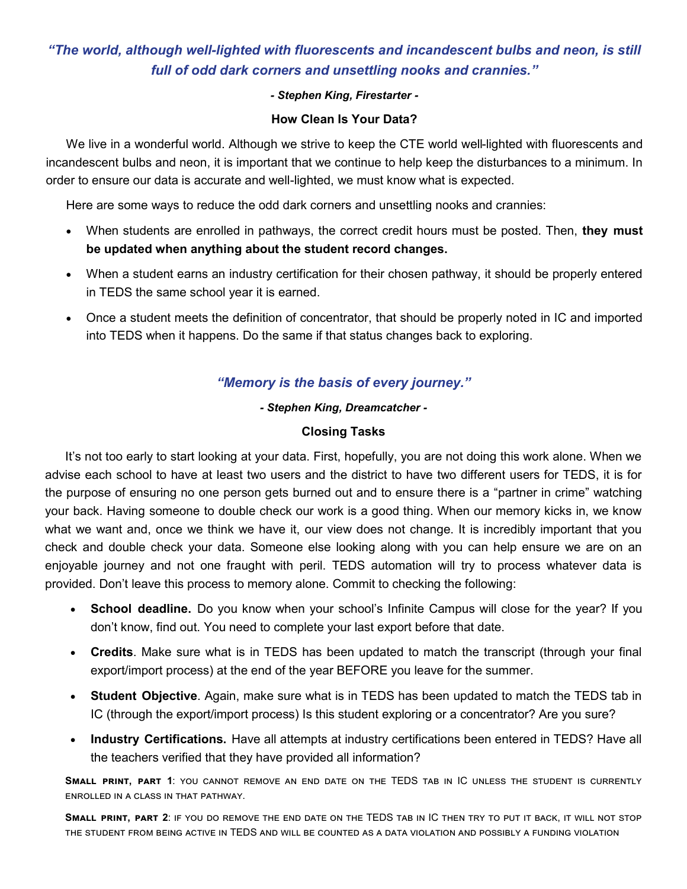***"The world, although well-lighted with fluorescents and incandescent bulbs and neon, is still full of odd dark corners and unsettling nooks and crannies."***

***- Stephen King, Firestarter -***

**How Clean Is Your Data?**

We live in a wonderful world. Although we strive to keep the CTE world well-lighted with fluorescents and incandescent bulbs and neon, it is important that we continue to help keep the disturbances to a minimum. In order to ensure our data is accurate and well-lighted, we must know what is expected.

Here are some ways to reduce the odd dark corners and unsettling nooks and crannies:

- When students are enrolled in pathways, the correct credit hours must be posted. Then, **they must be updated when anything about the student record changes.**
- When a student earns an industry certification for their chosen pathway, it should be properly entered in TEDS the same school year it is earned.
- Once a student meets the definition of concentrator, that should be properly noted in IC and imported into TEDS when it happens. Do the same if that status changes back to exploring.

***"Memory is the basis of every journey."***

***- Stephen King, Dreamcatcher -***

**Closing Tasks**

It's not too early to start looking at your data. First, hopefully, you are not doing this work alone. When we advise each school to have at least two users and the district to have two different users for TEDS, it is for the purpose of ensuring no one person gets burned out and to ensure there is a "partner in crime" watching your back. Having someone to double check our work is a good thing. When our memory kicks in, we know what we want and, once we think we have it, our view does not change. It is incredibly important that you check and double check your data. Someone else looking along with you can help ensure we are on an enjoyable journey and not one fraught with peril. TEDS automation will try to process whatever data is provided. Don't leave this process to memory alone. Commit to checking the following:

- **School deadline.** Do you know when your school's Infinite Campus will close for the year? If you don't know, find out. You need to complete your last export before that date.
- **Credits**. Make sure what is in TEDS has been updated to match the transcript (through your final export/import process) at the end of the year BEFORE you leave for the summer.
- **Student Objective**. Again, make sure what is in TEDS has been updated to match the TEDS tab in IC (through the export/import process) Is this student exploring or a concentrator? Are you sure?
- **Industry Certifications.** Have all attempts at industry certifications been entered in TEDS? Have all the teachers verified that they have provided all information?

**Small print, part 1**: you cannot remove an end date on the TEDS tab in IC unless the student is currently enrolled in a class in that pathway.

**Small print, part 2**: if you do remove the end date on the TEDS tab in IC then try to put it back, it will not stop the student from being active in TEDS and will be counted as a data violation and possibly a funding violation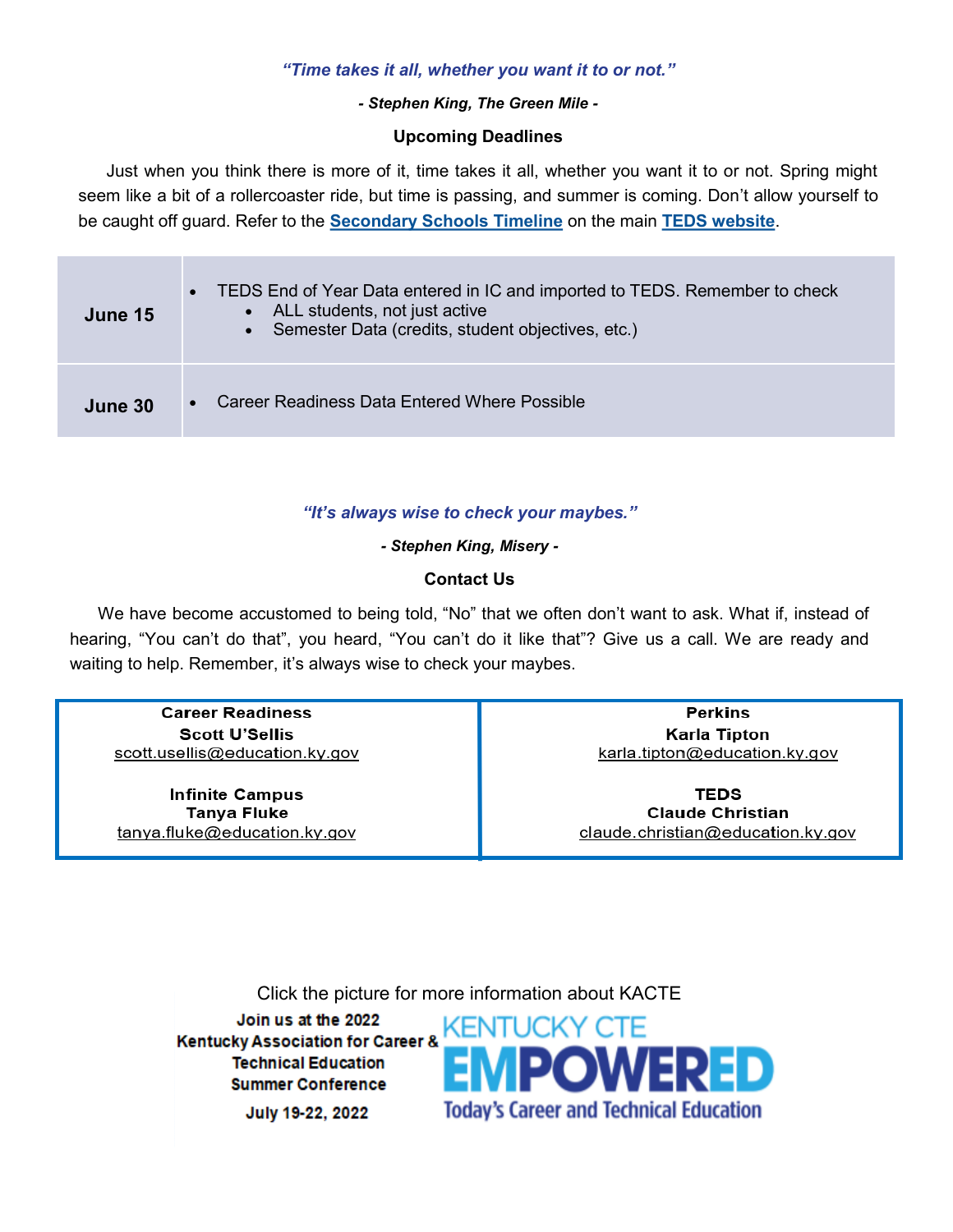*"Time takes it all, whether you want it to or not."*

***- Stephen King, The Green Mile -***

**Upcoming Deadlines**

Just when you think there is more of it, time takes it all, whether you want it to or not. Spring might seem like a bit of a rollercoaster ride, but time is passing, and summer is coming. Don't allow yourself to be caught off guard. Refer to the **Secondary Schools Timeline** on the main **TEDS website**.

| | |
|---|---|
| **June 15** | • TEDS End of Year Data entered in IC and imported to TEDS. Remember to check<br>  ◦ ALL students, not just active<br>  ◦ Semester Data (credits, student objectives, etc.) |
| **June 30** | • Career Readiness Data Entered Where Possible |

*"It's always wise to check your maybes."*

***- Stephen King, Misery -***

**Contact Us**

We have become accustomed to being told, "No" that we often don't want to ask. What if, instead of hearing, "You can't do that", you heard, "You can't do it like that"? Give us a call. We are ready and waiting to help. Remember, it's always wise to check your maybes.

| | |
|---|---|
| **Career Readiness**<br>**Scott U'Sellis**<br>scott.usellis@education.ky.gov | **Perkins**<br>**Karla Tipton**<br>karla.tipton@education.ky.gov |
| **Infinite Campus**<br>**Tanya Fluke**<br>tanya.fluke@education.ky.gov | **TEDS**<br>**Claude Christian**<br>claude.christian@education.ky.gov |

Click the picture for more information about KACTE

**Join us at the 2022 Kentucky Association for Career & Technical Education Summer Conference**

**July 19-22, 2022**

KENTUCKY CTE EMPOWERED

Today's Career and Technical Education